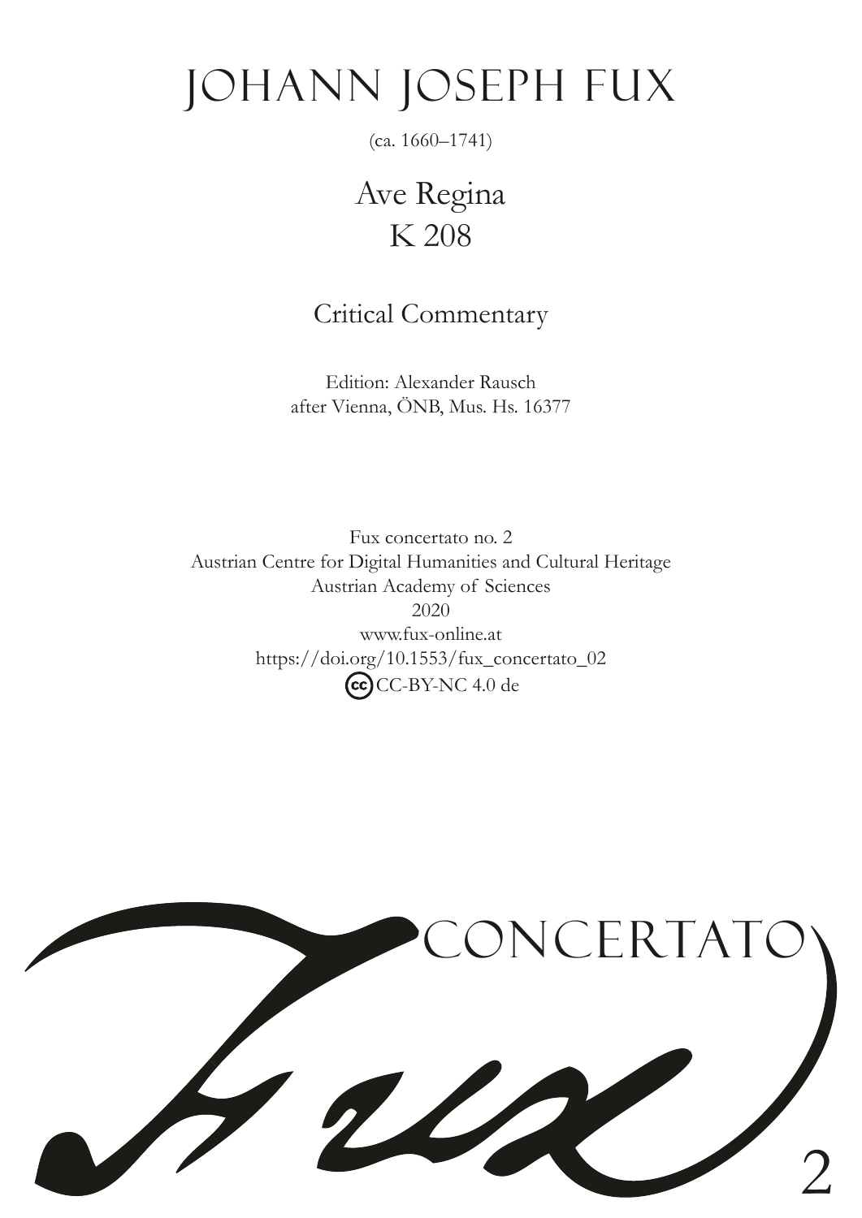# JOHANN JOSEPH FUX

(ca. 1660–1741)

## Ave Regina
## K 208

### Critical Commentary

Edition: Alexander Rausch
after Vienna, ÖNB, Mus. Hs. 16377

Fux concertato no. 2
Austrian Centre for Digital Humanities and Cultural Heritage
Austrian Academy of Sciences
2020
www.fux-online.at
https://doi.org/10.1553/fux_concertato_02
CC-BY-NC 4.0 de

Fux CONCERTATO 2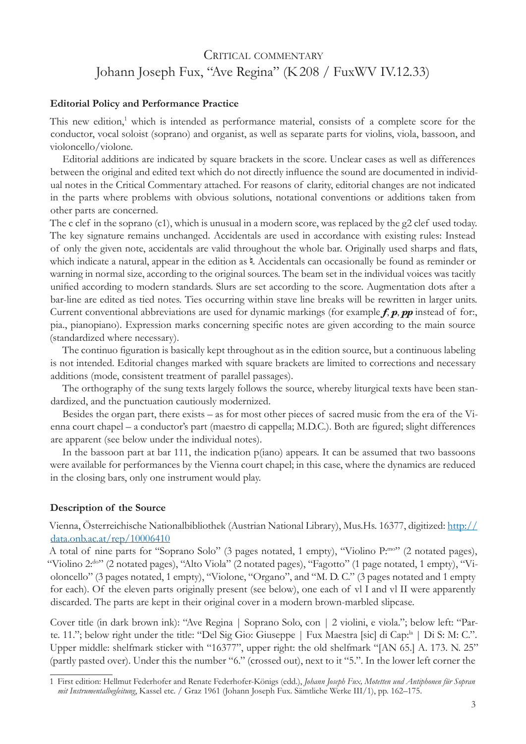# Critical commentary
## Johann Joseph Fux, "Ave Regina" (K 208 / FuxWV IV.12.33)

### Editorial Policy and Performance Practice

This new edition,[1] which is intended as performance material, consists of a complete score for the conductor, vocal soloist (soprano) and organist, as well as separate parts for violins, viola, bassoon, and violoncello/violone.

Editorial additions are indicated by square brackets in the score. Unclear cases as well as differences between the original and edited text which do not directly influence the sound are documented in individual notes in the Critical Commentary attached. For reasons of clarity, editorial changes are not indicated in the parts where problems with obvious solutions, notational conventions or additions taken from other parts are concerned.

The c clef in the soprano (c1), which is unusual in a modern score, was replaced by the g2 clef used today. The key signature remains unchanged. Accidentals are used in accordance with existing rules: Instead of only the given note, accidentals are valid throughout the whole bar. Originally used sharps and flats, which indicate a natural, appear in the edition as ♮. Accidentals can occasionally be found as reminder or warning in normal size, according to the original sources. The beam set in the individual voices was tacitly unified according to modern standards. Slurs are set according to the score. Augmentation dots after a bar-line are edited as tied notes. Ties occurring within stave line breaks will be rewritten in larger units. Current conventional abbreviations are used for dynamic markings (for example ***f***, ***p***, ***pp*** instead of for:, pia., pianopiano). Expression marks concerning specific notes are given according to the main source (standardized where necessary).

The continuo figuration is basically kept throughout as in the edition source, but a continuous labeling is not intended. Editorial changes marked with square brackets are limited to corrections and necessary additions (mode, consistent treatment of parallel passages).

The orthography of the sung texts largely follows the source, whereby liturgical texts have been standardized, and the punctuation cautiously modernized.

Besides the organ part, there exists – as for most other pieces of sacred music from the era of the Vienna court chapel – a conductor's part (maestro di cappella; M.D.C.). Both are figured; slight differences are apparent (see below under the individual notes).

In the bassoon part at bar 111, the indication p(iano) appears. It can be assumed that two bassoons were available for performances by the Vienna court chapel; in this case, where the dynamics are reduced in the closing bars, only one instrument would play.

### Description of the Source

Vienna, Österreichische Nationalbibliothek (Austrian National Library), Mus.Hs. 16377, digitized: [http://data.onb.ac.at/rep/10006410](http://data.onb.ac.at/rep/10006410)

A total of nine parts for "Soprano Solo" (3 pages notated, 1 empty), "Violino P:mo" (2 notated pages), "Violino 2:do" (2 notated pages), "Alto Viola" (2 notated pages), "Fagotto" (1 page notated, 1 empty), "Violoncello" (3 pages notated, 1 empty), "Violone, "Organo", and "M. D. C." (3 pages notated and 1 empty for each). Of the eleven parts originally present (see below), one each of vl I and vl II were apparently discarded. The parts are kept in their original cover in a modern brown-marbled slipcase.

Cover title (in dark brown ink): "Ave Regina | Soprano Solo, con | 2 violini, e viola."; below left: "Parte. 11."; below right under the title: "Del Sig Gio: Giuseppe | Fux Maestra [sic] di Cap:la | Di S: M: C.". Upper middle: shelfmark sticker with "16377", upper right: the old shelfmark "[AN 65.] A. 173. N. 25" (partly pasted over). Under this the number "6." (crossed out), next to it "5.". In the lower left corner the

---

[1] First edition: Hellmut Federhofer and Renate Federhofer-Königs (edd.), *Johann Joseph Fux, Motetten und Antiphonen für Sopran mit Instrumentalbegleitung*, Kassel etc. / Graz 1961 (Johann Joseph Fux. Sämtliche Werke III/1), pp. 162–175.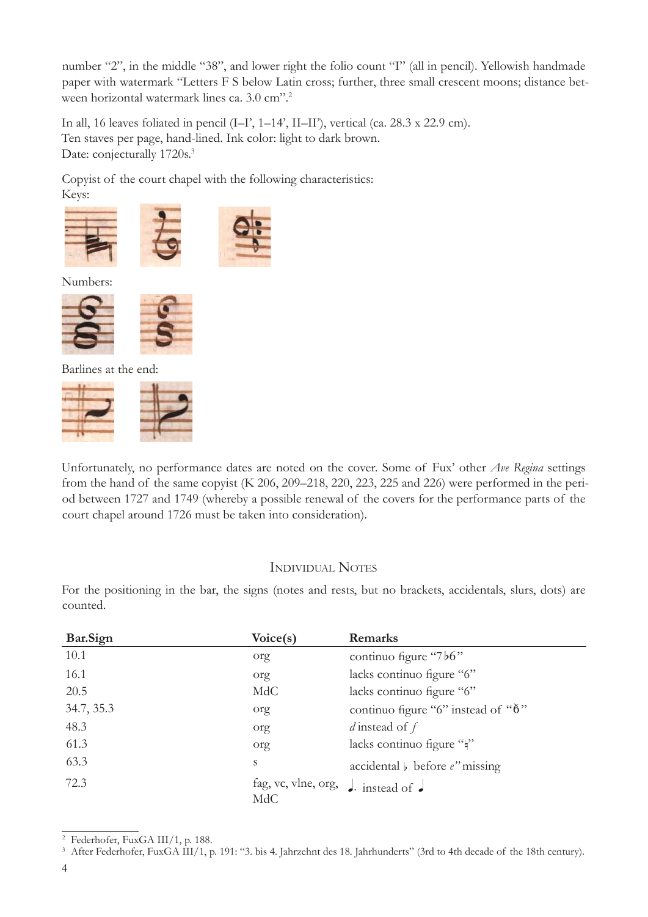number "2", in the middle "38", and lower right the folio count "I" (all in pencil). Yellowish handmade paper with watermark "Letters F S below Latin cross; further, three small crescent moons; distance between horizontal watermark lines ca. 3.0 cm".[2]

In all, 16 leaves foliated in pencil (I–I', 1–14', II–II'), vertical (ca. 28.3 x 22.9 cm).
Ten staves per page, hand-lined. Ink color: light to dark brown.
Date: conjecturally 1720s.[3]

Copyist of the court chapel with the following characteristics:
Keys:

Numbers:

Barlines at the end:

Unfortunately, no performance dates are noted on the cover. Some of Fux' other *Ave Regina* settings from the hand of the same copyist (K 206, 209–218, 220, 223, 225 and 226) were performed in the period between 1727 and 1749 (whereby a possible renewal of the covers for the performance parts of the court chapel around 1726 must be taken into consideration).

## Individual Notes

For the positioning in the bar, the signs (notes and rests, but no brackets, accidentals, slurs, dots) are counted.

| Bar.Sign | Voice(s) | Remarks |
|---|---|---|
| 10.1 | org | continuo figure "7♭6" |
| 16.1 | org | lacks continuo figure "6" |
| 20.5 | MdC | lacks continuo figure "6" |
| 34.7, 35.3 | org | continuo figure "6" instead of "6̸" |
| 48.3 | org | *d* instead of *f* |
| 61.3 | org | lacks continuo figure "♮" |
| 63.3 | s | accidental ♭ before *e''* missing |
| 72.3 | fag, vc, vlne, org, MdC | ♩. instead of ♩ |

[2] Federhofer, FuxGA III/1, p. 188.
[3] After Federhofer, FuxGA III/1, p. 191: "3. bis 4. Jahrzehnt des 18. Jahrhunderts" (3rd to 4th decade of the 18th century).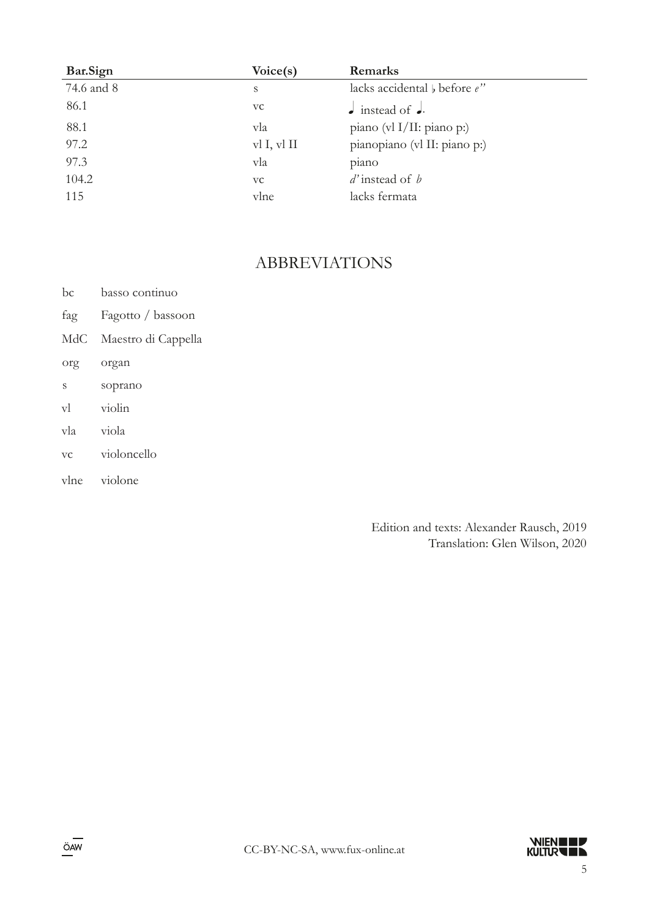| Bar.Sign | Voice(s) | Remarks |
|---|---|---|
| 74.6 and 8 | s | lacks accidental ♭ before *e''* |
| 86.1 | vc | ♩ instead of ♩. |
| 88.1 | vla | piano (vl I/II: piano p:) |
| 97.2 | vl I, vl II | pianopiano (vl II: piano p:) |
| 97.3 | vla | piano |
| 104.2 | vc | *d'* instead of *b* |
| 115 | vlne | lacks fermata |

## ABBREVIATIONS

bc basso continuo

fag Fagotto / bassoon

MdC Maestro di Cappella

org organ

s soprano

vl violin

vla viola

vc violoncello

vlne violone

Edition and texts: Alexander Rausch, 2019
Translation: Glen Wilson, 2020

CC-BY-NC-SA, www.fux-online.at